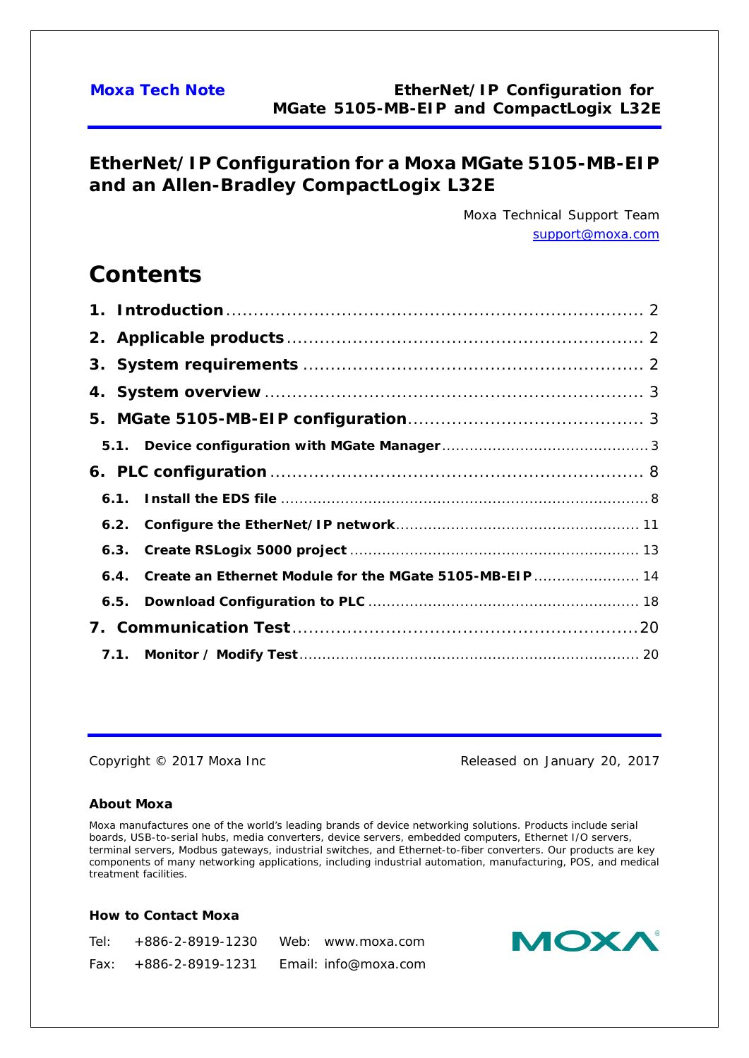# EtherNet/IP Configuration for a Moxa MGate 5105-MB-EIP and an Allen-Bradley CompactLogix L32E

Moxa Technical Support Team
support@moxa.com

## Contents

1. **Introduction** ........ 2
2. **Applicable products** ........ 2
3. **System requirements** ........ 2
4. **System overview** ........ 3
5. **MGate 5105-MB-EIP configuration** ........ 3
   - 5.1. **Device configuration with MGate Manager** ........ 3
6. **PLC configuration** ........ 8
   - 6.1. **Install the EDS file** ........ 8
   - 6.2. **Configure the EtherNet/IP network** ........ 11
   - 6.3. **Create RSLogix 5000 project** ........ 13
   - 6.4. **Create an Ethernet Module for the MGate 5105-MB-EIP** ........ 14
   - 6.5. **Download Configuration to PLC** ........ 18
7. **Communication Test** ........ 20
   - 7.1. **Monitor / Modify Test** ........ 20

Copyright © 2017 Moxa Inc

Released on January 20, 2017

**About Moxa**

Moxa manufactures one of the world's leading brands of device networking solutions. Products include serial boards, USB-to-serial hubs, media converters, device servers, embedded computers, Ethernet I/O servers, terminal servers, Modbus gateways, industrial switches, and Ethernet-to-fiber converters. Our products are key components of many networking applications, including industrial automation, manufacturing, POS, and medical treatment facilities.

**How to Contact Moxa**

Tel: +886-2-8919-1230
Fax: +886-2-8919-1231
Web: www.moxa.com
Email: info@moxa.com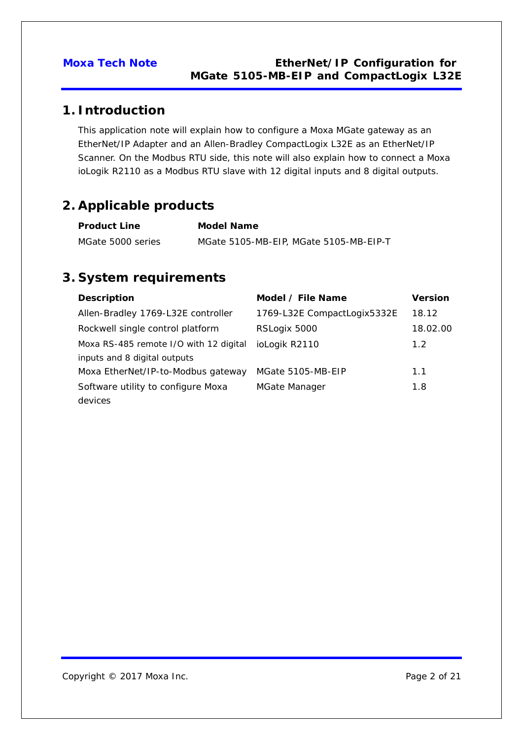## 1. Introduction

This application note will explain how to configure a Moxa MGate gateway as an EtherNet/IP Adapter and an Allen-Bradley CompactLogix L32E as an EtherNet/IP Scanner. On the Modbus RTU side, this note will also explain how to connect a Moxa ioLogik R2110 as a Modbus RTU slave with 12 digital inputs and 8 digital outputs.

## 2. Applicable products

| Product Line | Model Name |
|---|---|
| MGate 5000 series | MGate 5105-MB-EIP, MGate 5105-MB-EIP-T |

## 3. System requirements

| Description | Model / File Name | Version |
|---|---|---|
| Allen-Bradley 1769-L32E controller | 1769-L32E CompactLogix5332E | 18.12 |
| Rockwell single control platform | RSLogix 5000 | 18.02.00 |
| Moxa RS-485 remote I/O with 12 digital inputs and 8 digital outputs | ioLogik R2110 | 1.2 |
| Moxa EtherNet/IP-to-Modbus gateway | MGate 5105-MB-EIP | 1.1 |
| Software utility to configure Moxa devices | MGate Manager | 1.8 |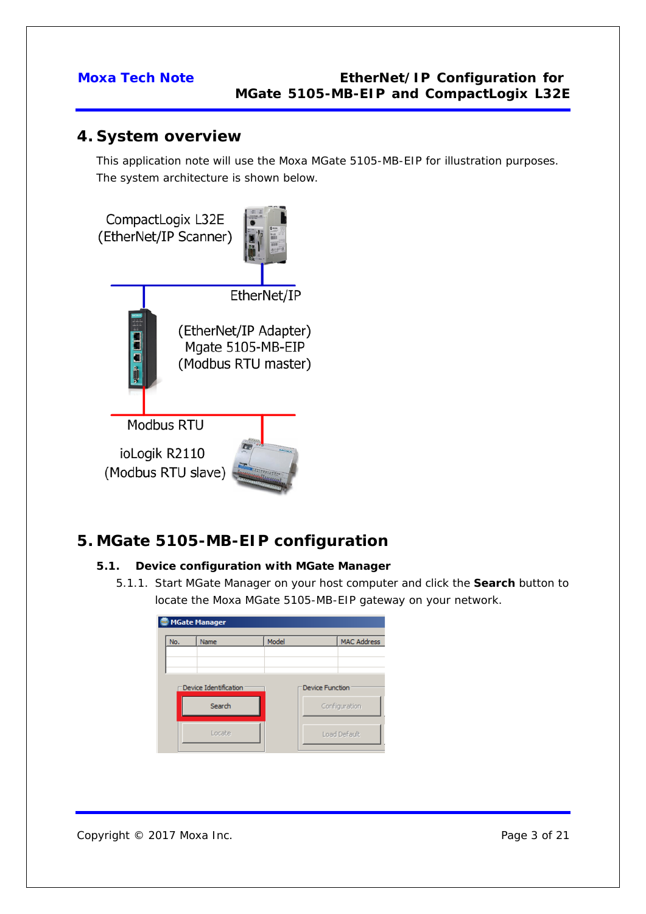## 4. System overview

This application note will use the Moxa MGate 5105-MB-EIP for illustration purposes. The system architecture is shown below.

CompactLogix L32E
(EtherNet/IP Scanner)

EtherNet/IP

(EtherNet/IP Adapter)
Mgate 5105-MB-EIP
(Modbus RTU master)

Modbus RTU

ioLogik R2110
(Modbus RTU slave)

## 5. MGate 5105-MB-EIP configuration

### 5.1. Device configuration with MGate Manager

5.1.1. Start MGate Manager on your host computer and click the **Search** button to locate the Moxa MGate 5105-MB-EIP gateway on your network.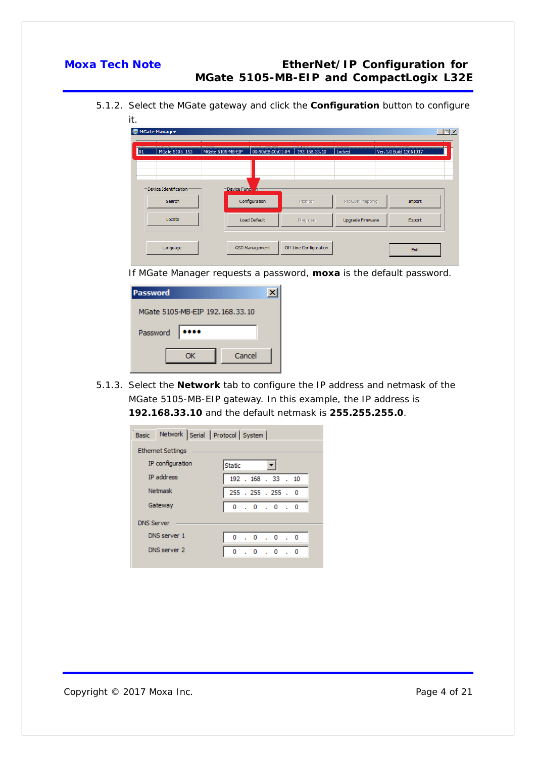5.1.2. Select the MGate gateway and click the **Configuration** button to configure it.

If MGate Manager requests a password, **moxa** is the default password.

5.1.3. Select the **Network** tab to configure the IP address and netmask of the MGate 5105-MB-EIP gateway. In this example, the IP address is **192.168.33.10** and the default netmask is **255.255.255.0**.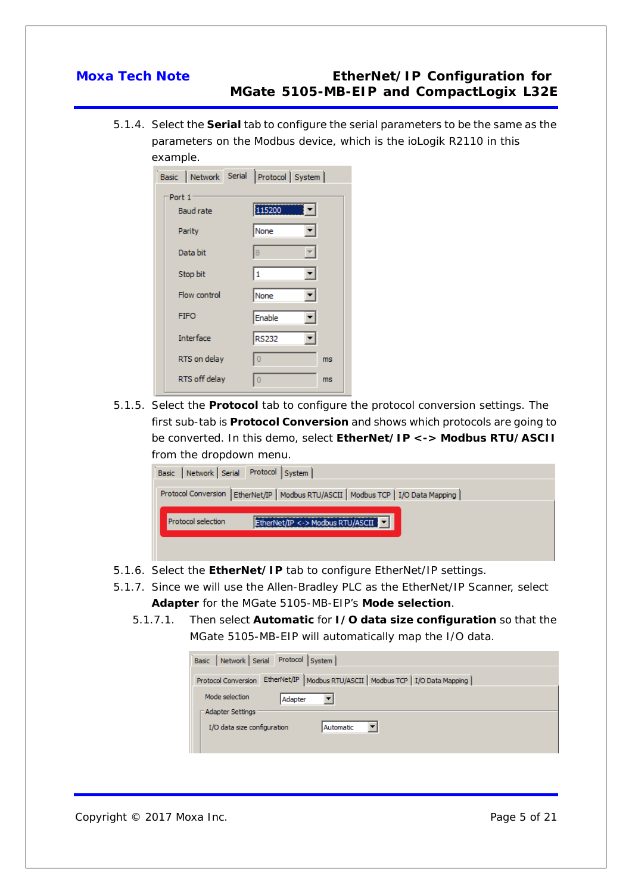5.1.4. Select the **Serial** tab to configure the serial parameters to be the same as the parameters on the Modbus device, which is the ioLogik R2110 in this example.

5.1.5. Select the **Protocol** tab to configure the protocol conversion settings. The first sub-tab is **Protocol Conversion** and shows which protocols are going to be converted. In this demo, select **EtherNet/IP <-> Modbus RTU/ASCII** from the dropdown menu.

5.1.6. Select the **EtherNet/IP** tab to configure EtherNet/IP settings.

5.1.7. Since we will use the Allen-Bradley PLC as the EtherNet/IP Scanner, select **Adapter** for the MGate 5105-MB-EIP's **Mode selection**.

5.1.7.1. Then select **Automatic** for **I/O data size configuration** so that the MGate 5105-MB-EIP will automatically map the I/O data.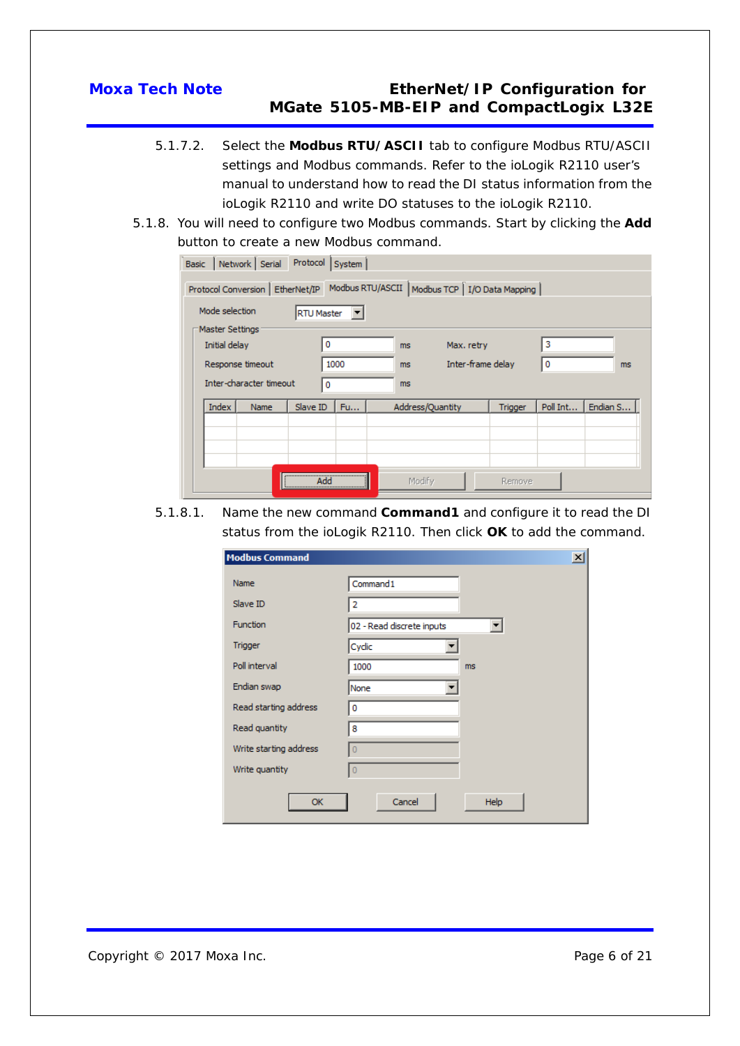5.1.7.2. Select the **Modbus RTU/ASCII** tab to configure Modbus RTU/ASCII settings and Modbus commands. Refer to the ioLogik R2110 user's manual to understand how to read the DI status information from the ioLogik R2110 and write DO statuses to the ioLogik R2110.

5.1.8. You will need to configure two Modbus commands. Start by clicking the **Add** button to create a new Modbus command.

5.1.8.1. Name the new command **Command1** and configure it to read the DI status from the ioLogik R2110. Then click **OK** to add the command.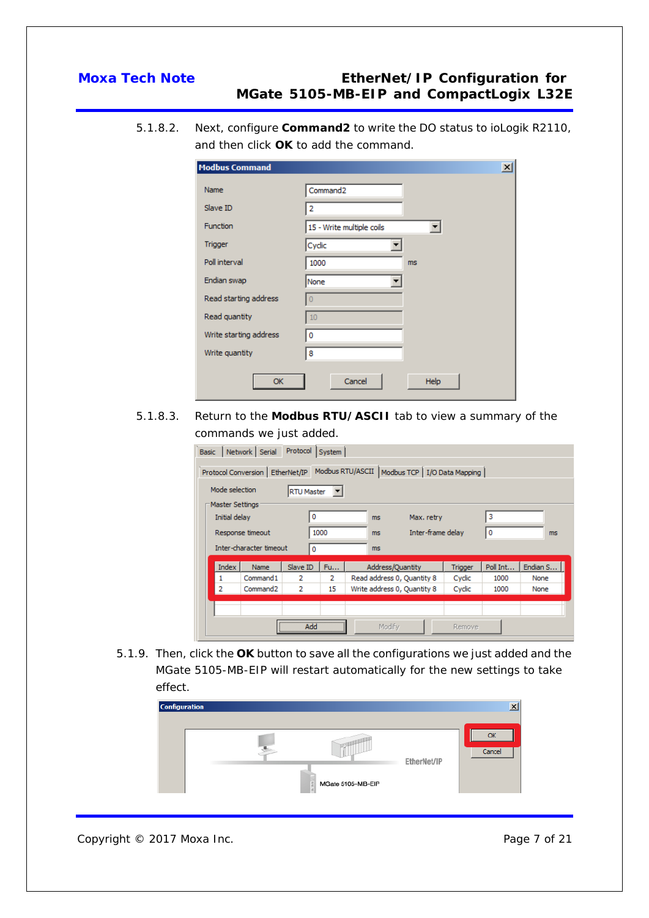5.1.8.2. Next, configure **Command2** to write the DO status to ioLogik R2110, and then click **OK** to add the command.

5.1.8.3. Return to the **Modbus RTU/ASCII** tab to view a summary of the commands we just added.

5.1.9. Then, click the **OK** button to save all the configurations we just added and the MGate 5105-MB-EIP will restart automatically for the new settings to take effect.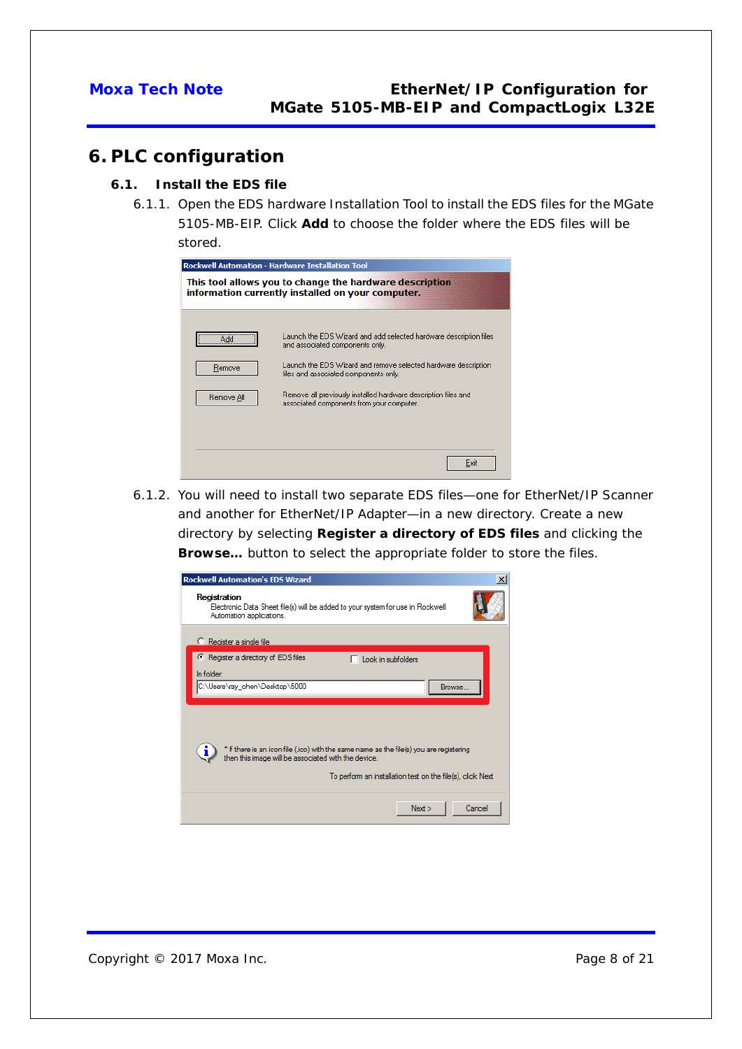# 6. PLC configuration

## 6.1. Install the EDS file

6.1.1. Open the EDS hardware Installation Tool to install the EDS files for the MGate 5105-MB-EIP. Click **Add** to choose the folder where the EDS files will be stored.

6.1.2. You will need to install two separate EDS files—one for EtherNet/IP Scanner and another for EtherNet/IP Adapter—in a new directory. Create a new directory by selecting **Register a directory of EDS files** and clicking the **Browse...** button to select the appropriate folder to store the files.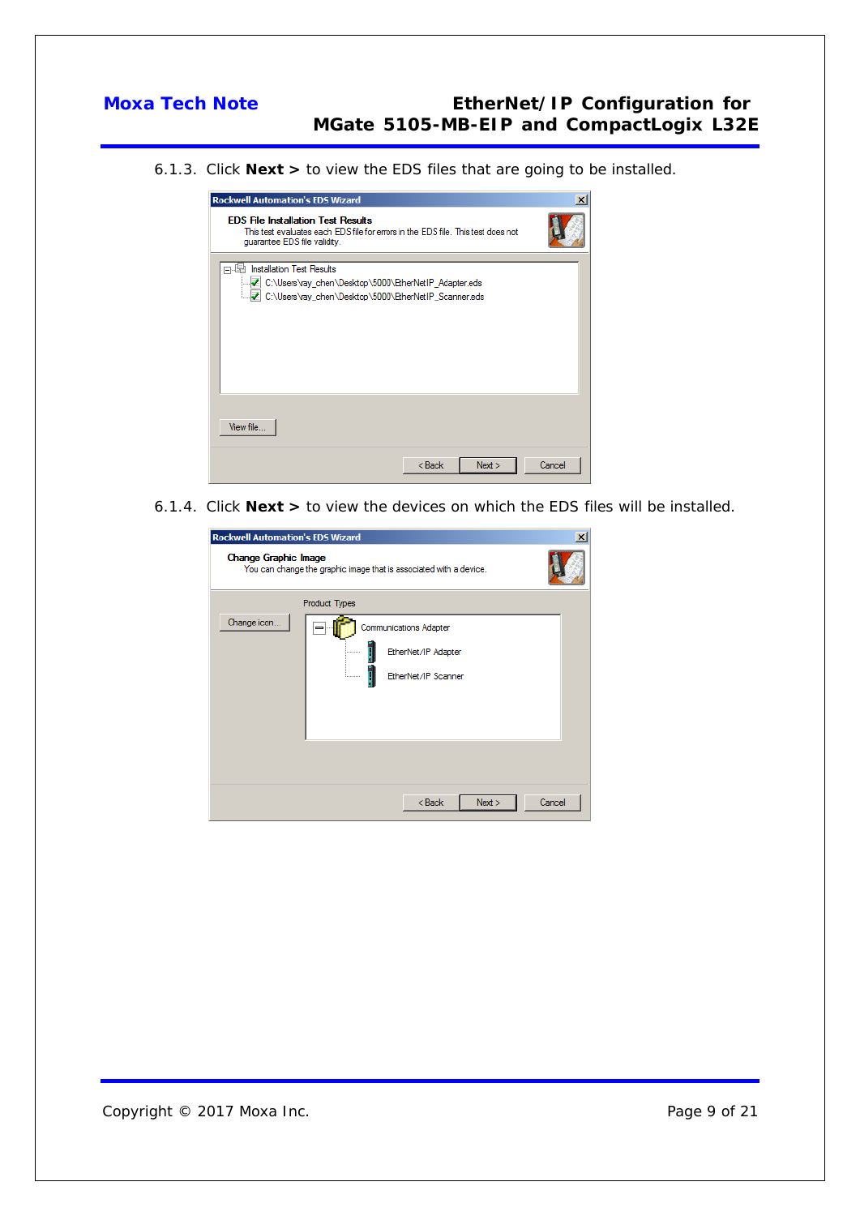6.1.3. Click **Next >** to view the EDS files that are going to be installed.

6.1.4. Click **Next >** to view the devices on which the EDS files will be installed.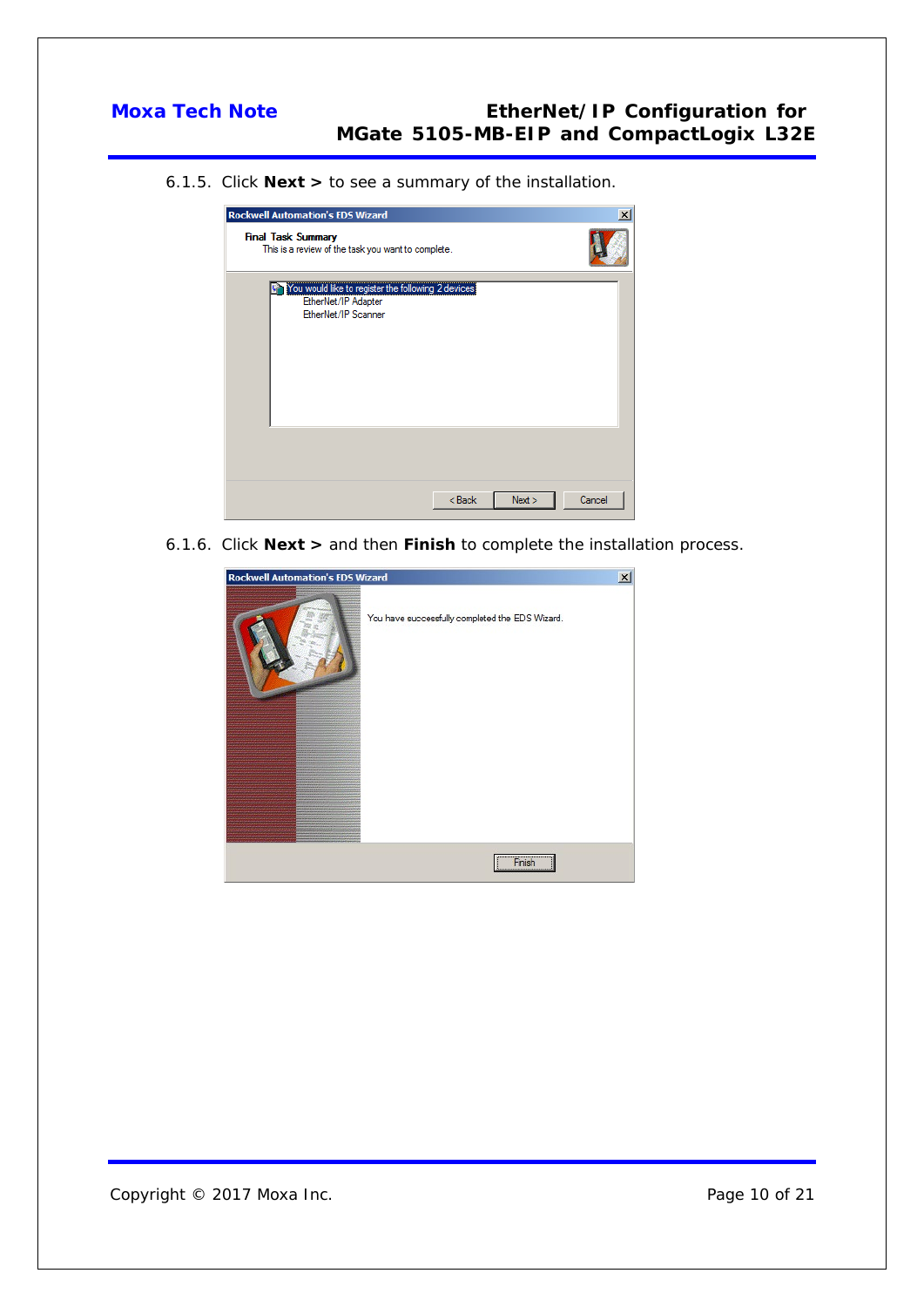6.1.5. Click **Next >** to see a summary of the installation.

Rockwell Automation's EDS Wizard

Final Task Summary

This is a review of the task you want to complete.

You would like to register the following 2 devices.
- EtherNet/IP Adapter
- EtherNet/IP Scanner

< Back | Next > | Cancel

6.1.6. Click **Next >** and then **Finish** to complete the installation process.

Rockwell Automation's EDS Wizard

You have successfully completed the EDS Wizard.

Finish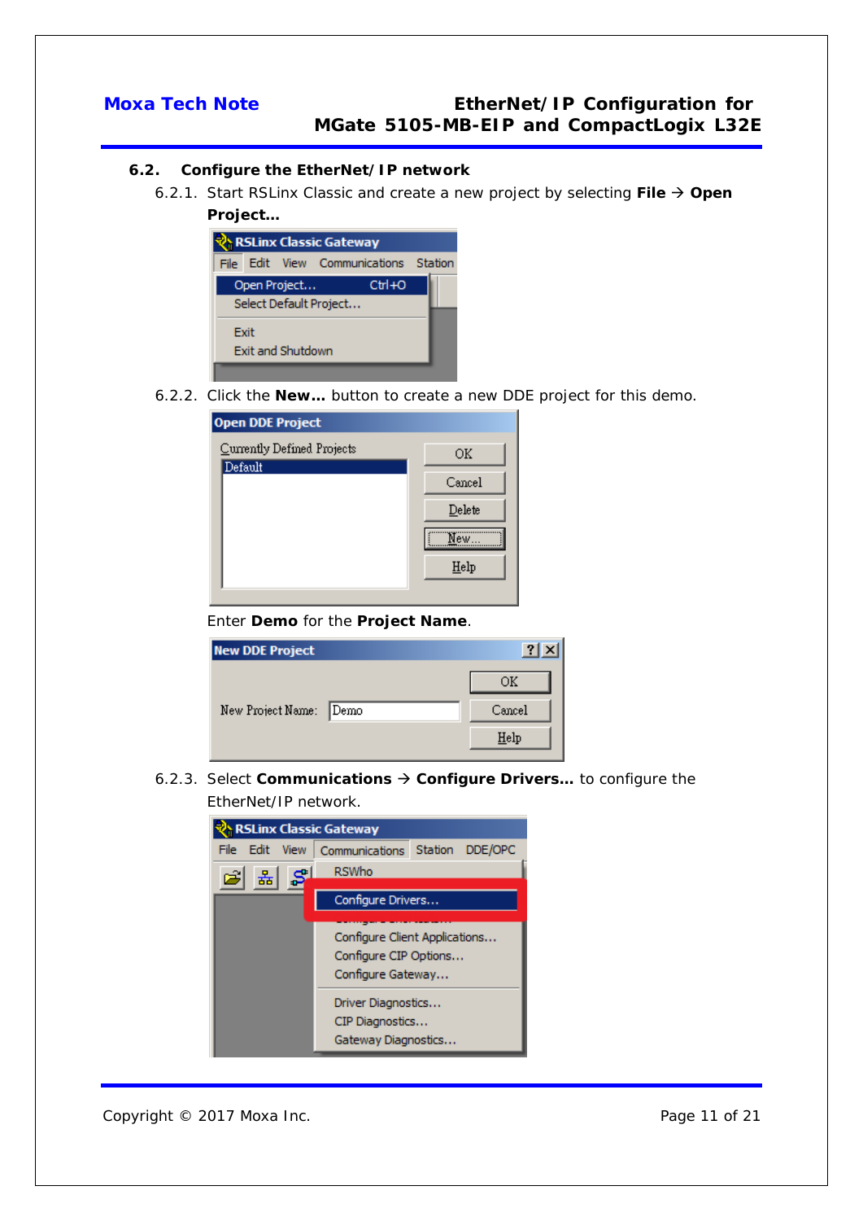### 6.2. Configure the EtherNet/IP network

6.2.1. Start RSLinx Classic and create a new project by selecting **File → Open Project…**

6.2.2. Click the **New…** button to create a new DDE project for this demo.

Enter **Demo** for the **Project Name**.

6.2.3. Select **Communications → Configure Drivers…** to configure the EtherNet/IP network.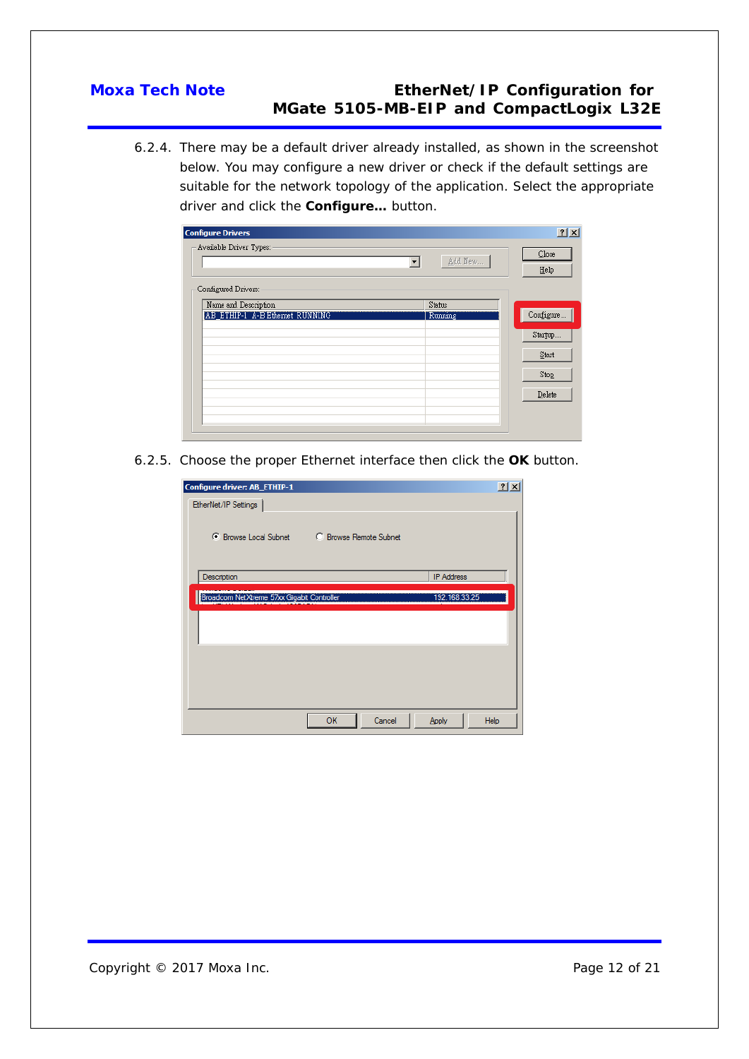6.2.4. There may be a default driver already installed, as shown in the screenshot below. You may configure a new driver or check if the default settings are suitable for the network topology of the application. Select the appropriate driver and click the **Configure…** button.

6.2.5. Choose the proper Ethernet interface then click the **OK** button.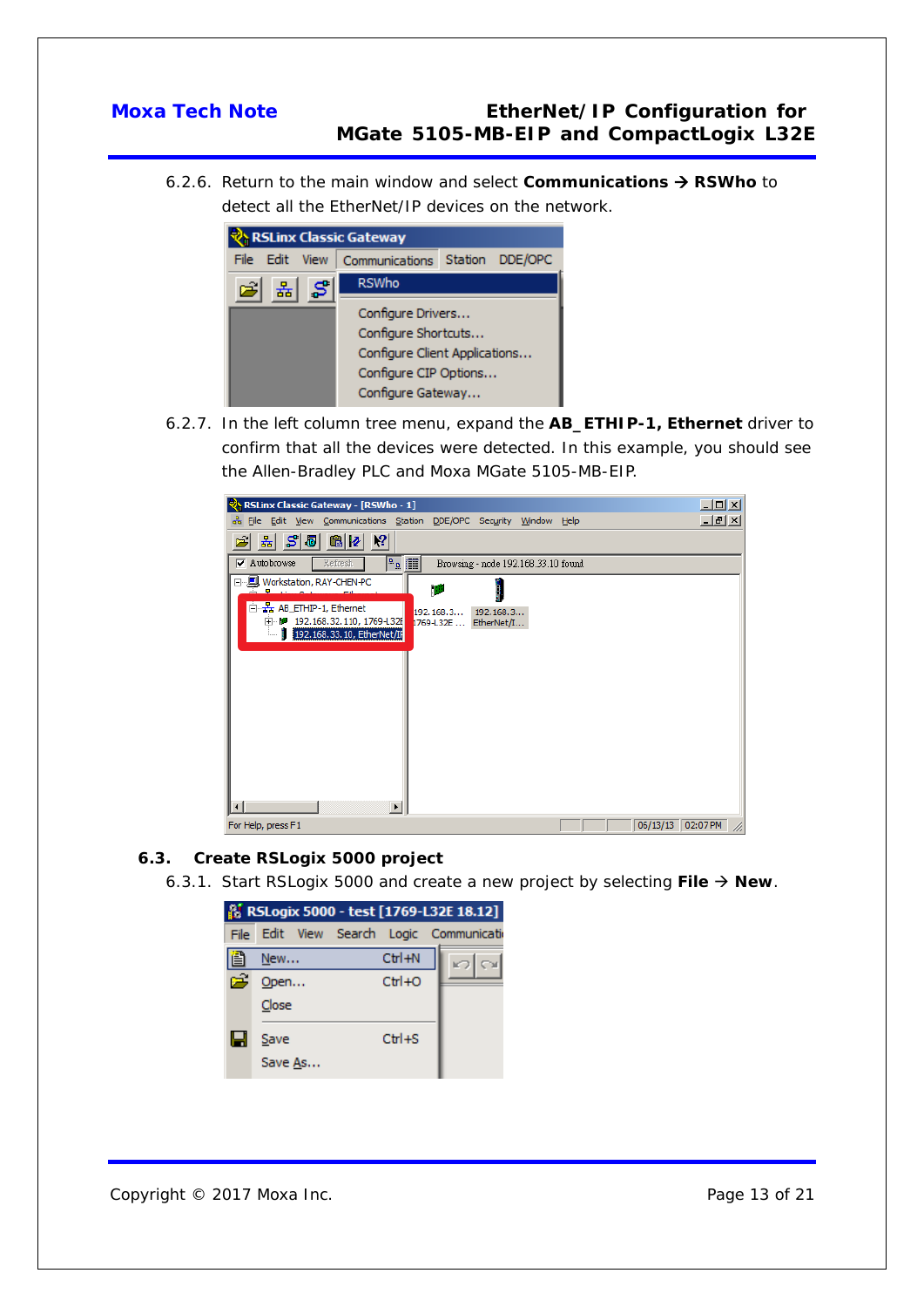6.2.6. Return to the main window and select **Communications → RSWho** to detect all the EtherNet/IP devices on the network.

6.2.7. In the left column tree menu, expand the **AB_ETHIP-1, Ethernet** driver to confirm that all the devices were detected. In this example, you should see the Allen-Bradley PLC and Moxa MGate 5105-MB-EIP.

## 6.3. Create RSLogix 5000 project

6.3.1. Start RSLogix 5000 and create a new project by selecting **File → New**.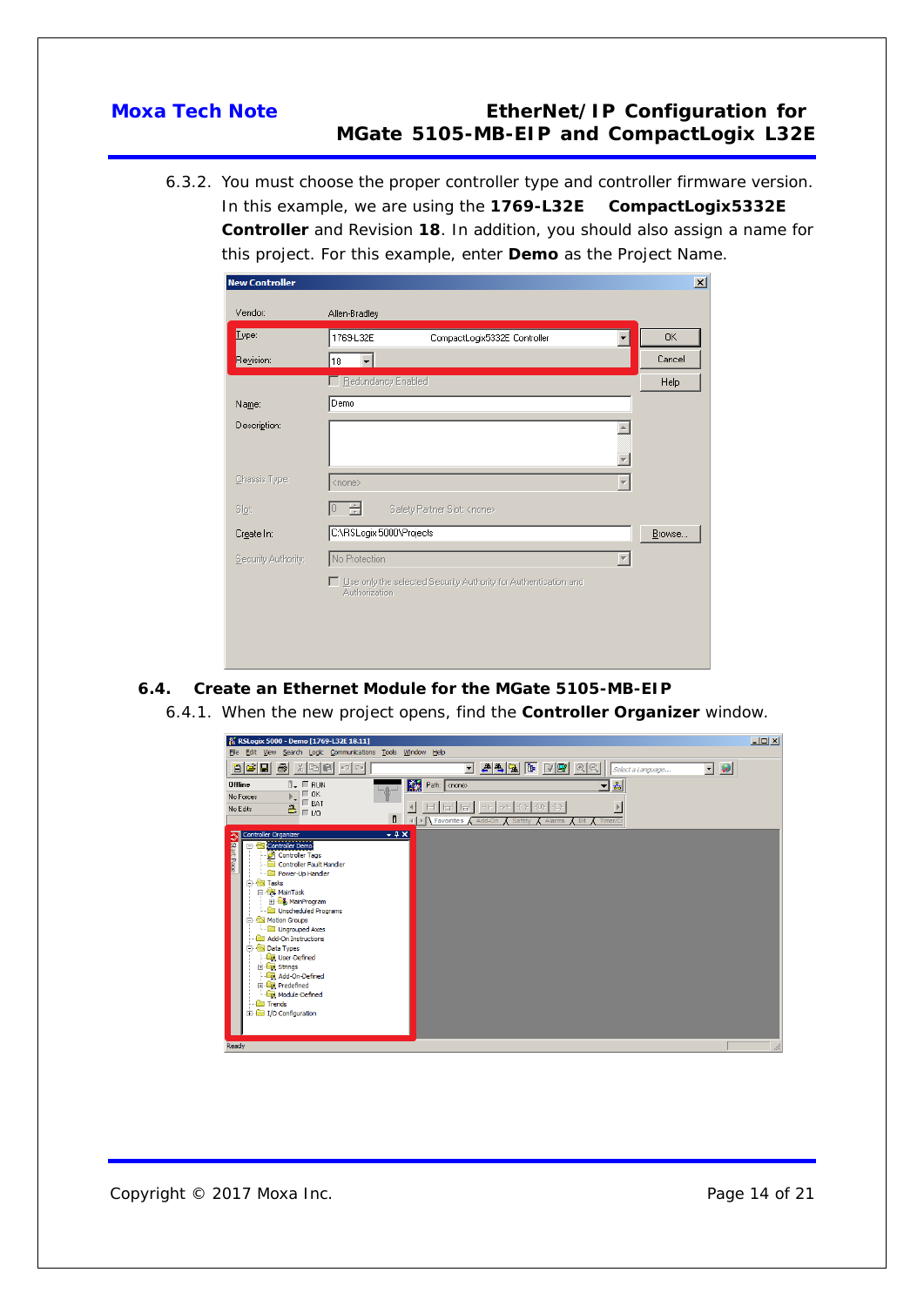6.3.2. You must choose the proper controller type and controller firmware version. In this example, we are using the **1769-L32E CompactLogix5332E Controller** and Revision **18**. In addition, you should also assign a name for this project. For this example, enter **Demo** as the Project Name.

## 6.4. Create an Ethernet Module for the MGate 5105-MB-EIP

6.4.1. When the new project opens, find the **Controller Organizer** window.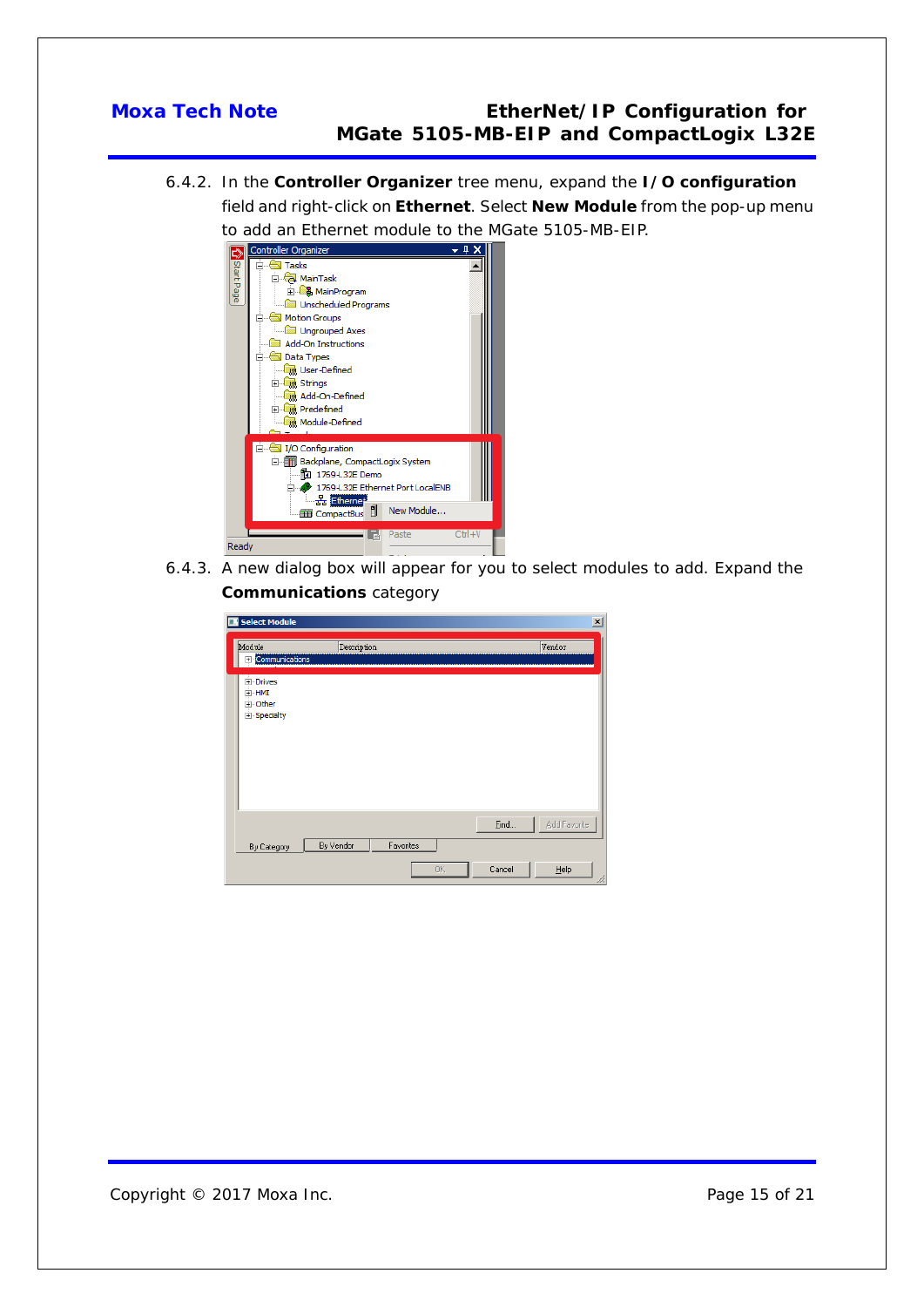6.4.2. In the **Controller Organizer** tree menu, expand the **I/O configuration** field and right-click on **Ethernet**. Select **New Module** from the pop-up menu to add an Ethernet module to the MGate 5105-MB-EIP.

6.4.3. A new dialog box will appear for you to select modules to add. Expand the **Communications** category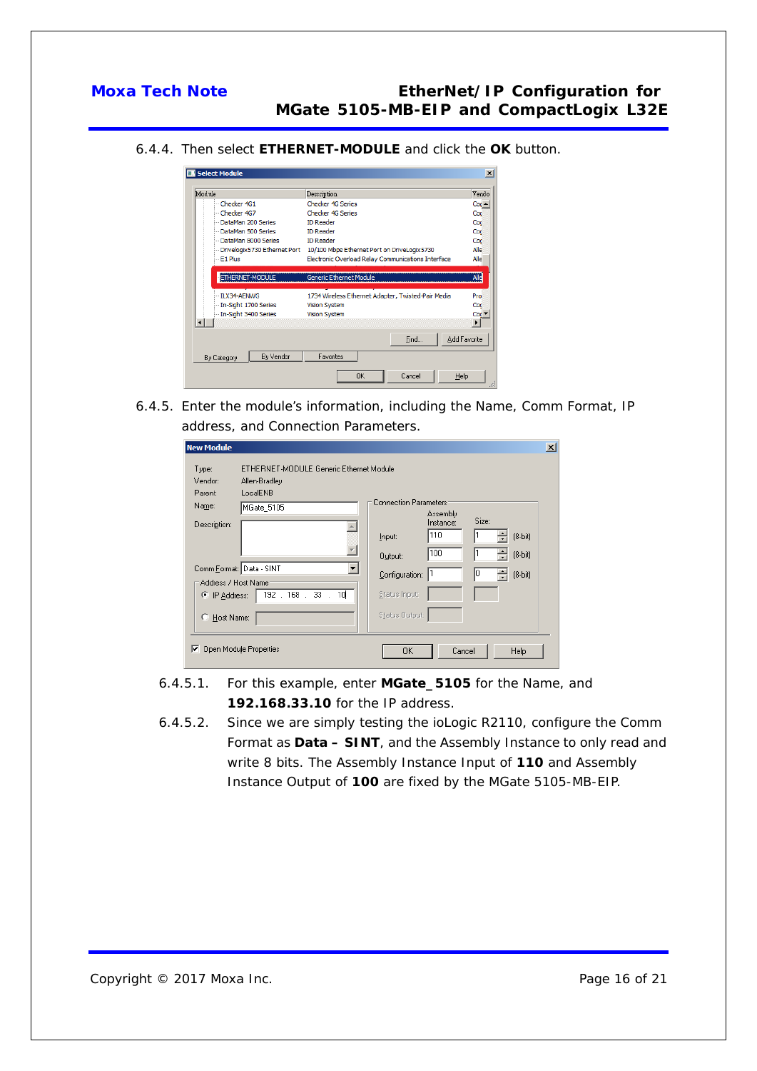6.4.4. Then select **ETHERNET-MODULE** and click the **OK** button.

6.4.5. Enter the module's information, including the Name, Comm Format, IP address, and Connection Parameters.

6.4.5.1. For this example, enter **MGate_5105** for the Name, and **192.168.33.10** for the IP address.

6.4.5.2. Since we are simply testing the ioLogic R2110, configure the Comm Format as **Data – SINT**, and the Assembly Instance to only read and write 8 bits. The Assembly Instance Input of **110** and Assembly Instance Output of **100** are fixed by the MGate 5105-MB-EIP.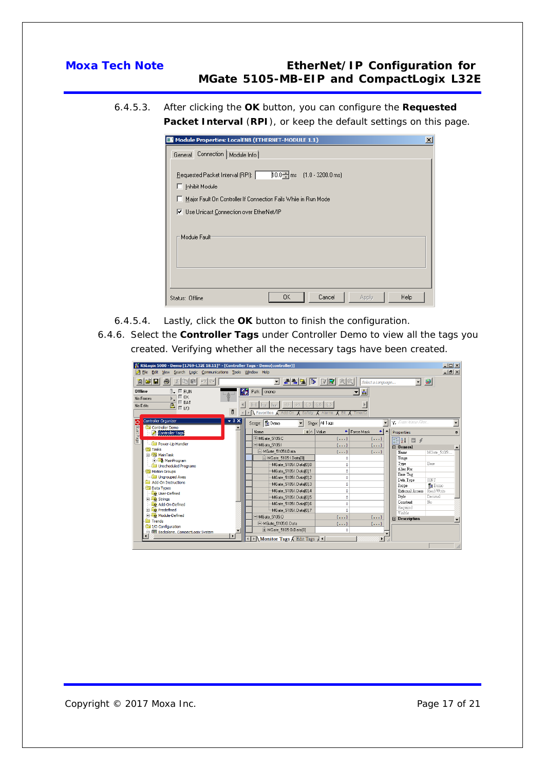6.4.5.3. After clicking the **OK** button, you can configure the **Requested Packet Interval** (**RPI**), or keep the default settings on this page.

6.4.5.4. Lastly, click the **OK** button to finish the configuration.

6.4.6. Select the **Controller Tags** under Controller Demo to view all the tags you created. Verifying whether all the necessary tags have been created.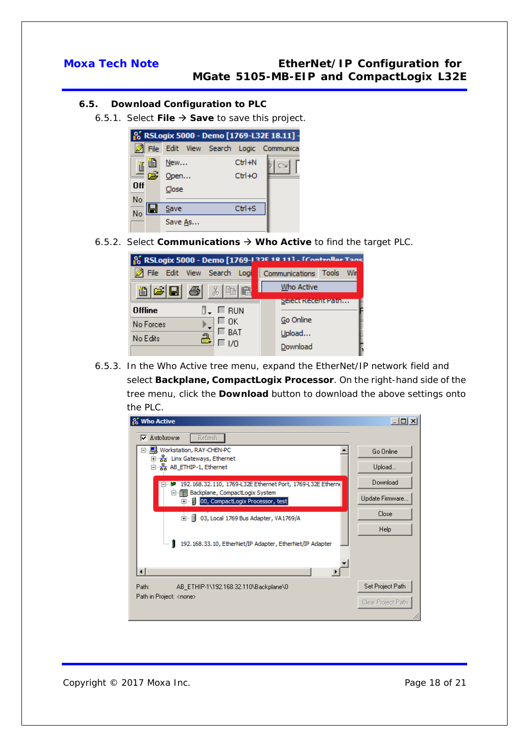### 6.5. Download Configuration to PLC

6.5.1. Select **File** → **Save** to save this project.

6.5.2. Select **Communications** → **Who Active** to find the target PLC.

6.5.3. In the Who Active tree menu, expand the EtherNet/IP network field and select **Backplane, CompactLogix Processor**. On the right-hand side of the tree menu, click the **Download** button to download the above settings onto the PLC.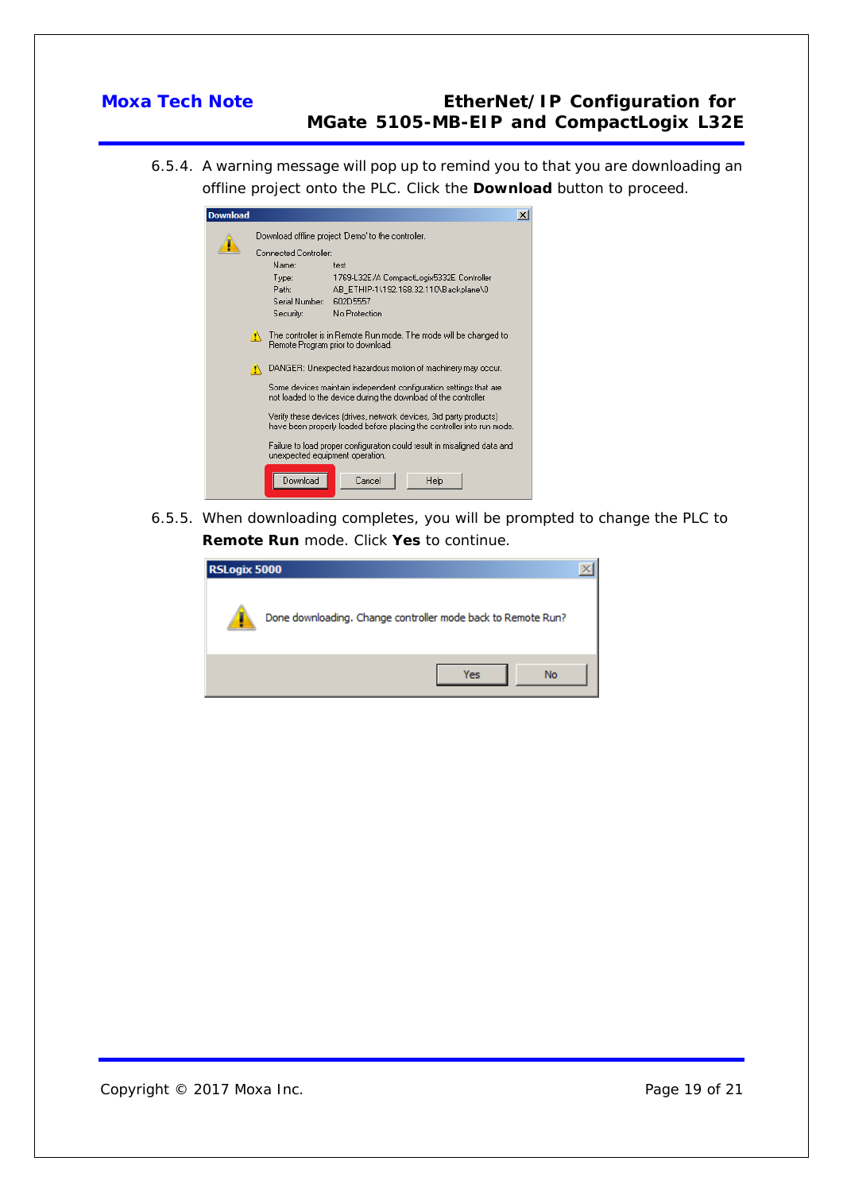6.5.4. A warning message will pop up to remind you to that you are downloading an offline project onto the PLC. Click the **Download** button to proceed.

6.5.5. When downloading completes, you will be prompted to change the PLC to **Remote Run** mode. Click **Yes** to continue.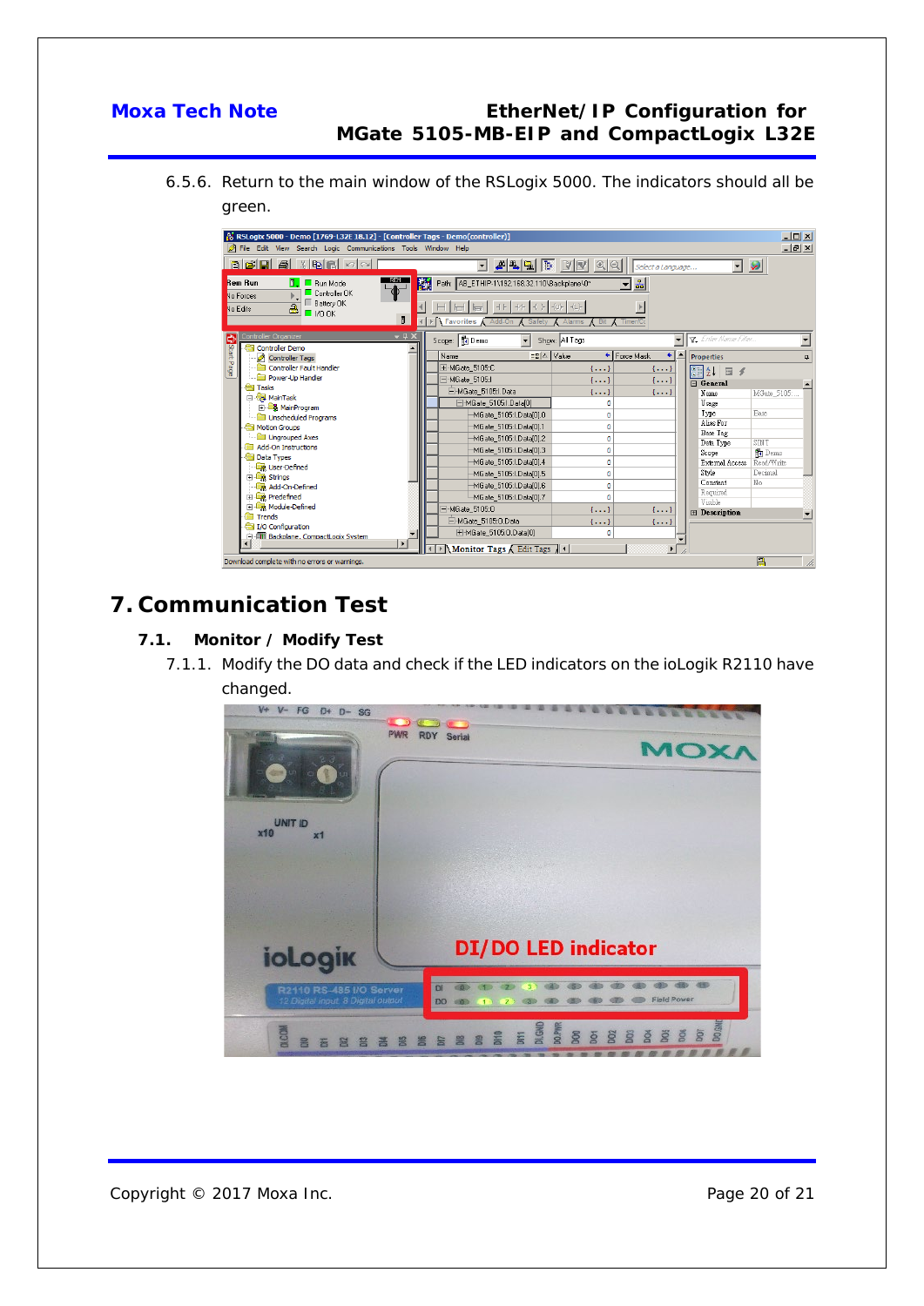6.5.6. Return to the main window of the RSLogix 5000. The indicators should all be green.

# 7. Communication Test

## 7.1. Monitor / Modify Test

7.1.1. Modify the DO data and check if the LED indicators on the ioLogik R2110 have changed.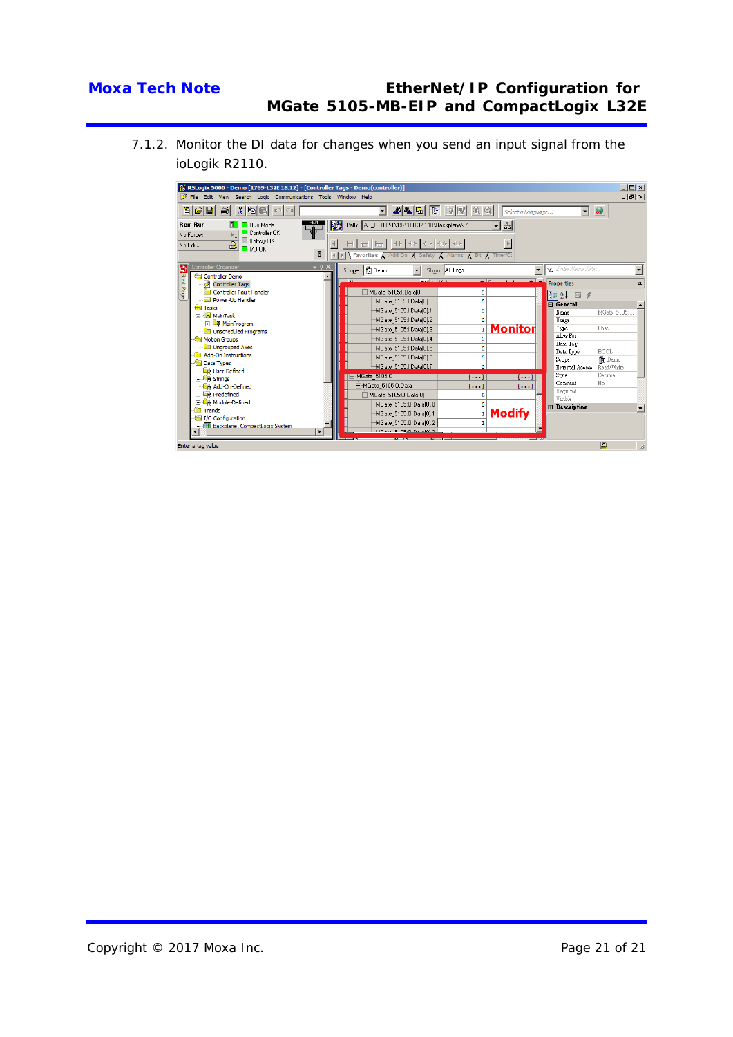7.1.2. Monitor the DI data for changes when you send an input signal from the ioLogik R2110.